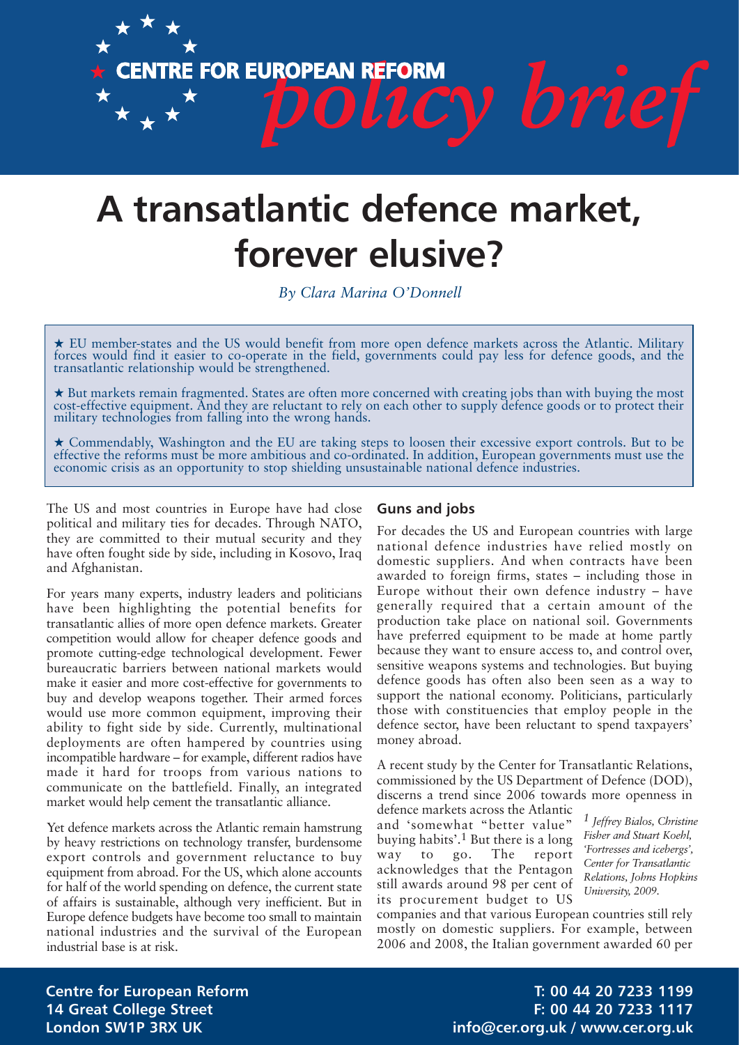# A transatlantic defence market, forever elusive?

*By Clara Marina O'Donnell*

★ EU member-states and the US would benefit from more open defence markets across the Atlantic. Military forces would find it easier to co-operate in the field, governments could pay less for defence goods, and the transatlantic relationship would be strengthened.

★ But markets remain fragmented. States are often more concerned with creating jobs than with buying the most cost-effective equipment. And they are reluctant to rely on each other to supply defence goods or to protect their military technologies from falling into the wrong hands.

★ Commendably, Washington and the EU are taking steps to loosen their excessive export controls. But to be effective the reforms must be more ambitious and co-ordinated. In addition, European governments must use the economic crisis as an opportunity to stop shielding unsustainable national defence industries.

The US and most countries in Europe have had close political and military ties for decades. Through NATO, they are committed to their mutual security and they have often fought side by side, including in Kosovo, Iraq and Afghanistan.

For years many experts, industry leaders and politicians have been highlighting the potential benefits for transatlantic allies of more open defence markets. Greater competition would allow for cheaper defence goods and promote cutting-edge technological development. Fewer bureaucratic barriers between national markets would make it easier and more cost-effective for governments to buy and develop weapons together. Their armed forces would use more common equipment, improving their ability to fight side by side. Currently, multinational deployments are often hampered by countries using incompatible hardware – for example, different radios have made it hard for troops from various nations to communicate on the battlefield. Finally, an integrated market would help cement the transatlantic alliance.

Yet defence markets across the Atlantic remain hamstrung by heavy restrictions on technology transfer, burdensome export controls and government reluctance to buy equipment from abroad. For the US, which alone accounts for half of the world spending on defence, the current state of affairs is sustainable, although very inefficient. But in Europe defence budgets have become too small to maintain national industries and the survival of the European industrial base is at risk.

## Guns and jobs

For decades the US and European countries with large national defence industries have relied mostly on domestic suppliers. And when contracts have been awarded to foreign firms, states – including those in Europe without their own defence industry – have generally required that a certain amount of the production take place on national soil. Governments have preferred equipment to be made at home partly because they want to ensure access to, and control over, sensitive weapons systems and technologies. But buying defence goods has often also been seen as a way to support the national economy. Politicians, particularly those with constituencies that employ people in the defence sector, have been reluctant to spend taxpayers' money abroad.

A recent study by the Center for Transatlantic Relations, commissioned by the US Department of Defence (DOD), discerns a trend since 2006 towards more openness in defence markets across the Atlantic and 'somewhat "better value" buying habits'.[1] But there is a long way to go. The report acknowledges that the Pentagon still awards around 98 per cent of its procurement budget to US companies and that various European countries still rely mostly on domestic suppliers. For example, between 2006 and 2008, the Italian government awarded 60 per

[1] *Jeffrey Bialos, Christine Fisher and Stuart Koehl, 'Fortresses and icebergs', Center for Transatlantic Relations, Johns Hopkins University, 2009.*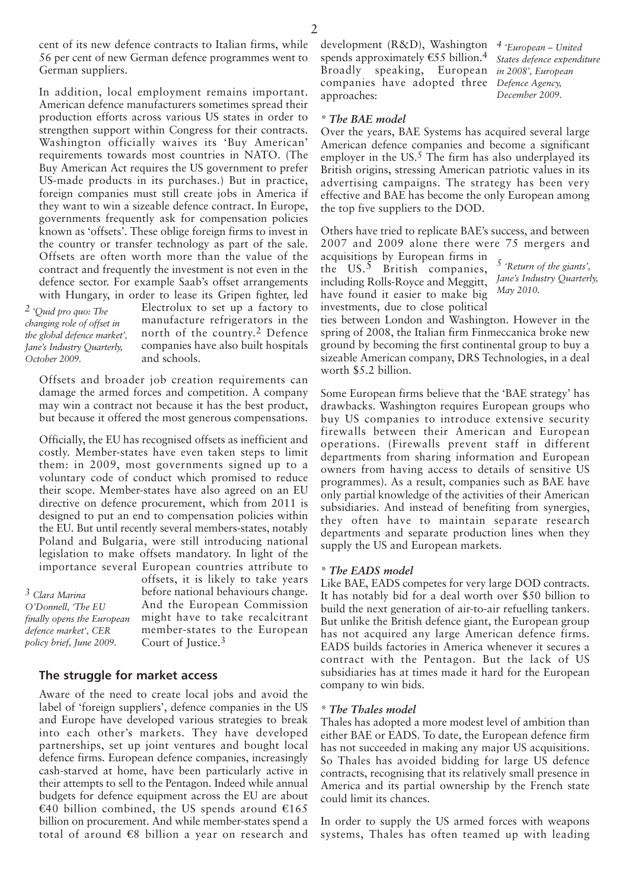cent of its new defence contracts to Italian firms, while 56 per cent of new German defence programmes went to German suppliers.

In addition, local employment remains important. American defence manufacturers sometimes spread their production efforts across various US states in order to strengthen support within Congress for their contracts. Washington officially waives its 'Buy American' requirements towards most countries in NATO. (The Buy American Act requires the US government to prefer US-made products in its purchases.) But in practice, foreign companies must still create jobs in America if they want to win a sizeable defence contract. In Europe, governments frequently ask for compensation policies known as 'offsets'. These oblige foreign firms to invest in the country or transfer technology as part of the sale. Offsets are often worth more than the value of the contract and frequently the investment is not even in the defence sector. For example Saab's offset arrangements with Hungary, in order to lease its Gripen fighter, led Electrolux to set up a factory to manufacture refrigerators in the north of the country.[2] Defence companies have also built hospitals and schools.

[2] *'Quid pro quo: The changing role of offset in the global defence market', Jane's Industry Quarterly, October 2009.*

Offsets and broader job creation requirements can damage the armed forces and competition. A company may win a contract not because it has the best product, but because it offered the most generous compensations.

Officially, the EU has recognised offsets as inefficient and costly. Member-states have even taken steps to limit them: in 2009, most governments signed up to a voluntary code of conduct which promised to reduce their scope. Member-states have also agreed on an EU directive on defence procurement, which from 2011 is designed to put an end to compensation policies within the EU. But until recently several members-states, notably Poland and Bulgaria, were still introducing national legislation to make offsets mandatory. In light of the importance several European countries attribute to offsets, it is likely to take years before national behaviours change. And the European Commission might have to take recalcitrant member-states to the European Court of Justice.[3]

[3] *Clara Marina O'Donnell, 'The EU finally opens the European defence market', CER policy brief, June 2009.*

## The struggle for market access

Aware of the need to create local jobs and avoid the label of 'foreign suppliers', defence companies in the US and Europe have developed various strategies to break into each other's markets. They have developed partnerships, set up joint ventures and bought local defence firms. European defence companies, increasingly cash-starved at home, have been particularly active in their attempts to sell to the Pentagon. Indeed while annual budgets for defence equipment across the EU are about €40 billion combined, the US spends around €165 billion on procurement. And while member-states spend a total of around €8 billion a year on research and development (R&D), Washington spends approximately €55 billion.[4] Broadly speaking, European companies have adopted three approaches:

[4] *'European – United States defence expenditure in 2008', European Defence Agency, December 2009.*

*\* The BAE model*

Over the years, BAE Systems has acquired several large American defence companies and become a significant employer in the US.[5] The firm has also underplayed its British origins, stressing American patriotic values in its advertising campaigns. The strategy has been very effective and BAE has become the only European among the top five suppliers to the DOD.

Others have tried to replicate BAE's success, and between 2007 and 2009 alone there were 75 mergers and acquisitions by European firms in the US.[5] British companies, including Rolls-Royce and Meggitt, have found it easier to make big investments, due to close political ties between London and Washington. However in the spring of 2008, the Italian firm Finmeccanica broke new ground by becoming the first continental group to buy a sizeable American company, DRS Technologies, in a deal worth $5.2 billion.

[5] *'Return of the giants', Jane's Industry Quarterly, May 2010.*

Some European firms believe that the 'BAE strategy' has drawbacks. Washington requires European groups who buy US companies to introduce extensive security firewalls between their American and European operations. (Firewalls prevent staff in different departments from sharing information and European owners from having access to details of sensitive US programmes). As a result, companies such as BAE have only partial knowledge of the activities of their American subsidiaries. And instead of benefiting from synergies, they often have to maintain separate research departments and separate production lines when they supply the US and European markets.

*\* The EADS model*

Like BAE, EADS competes for very large DOD contracts. It has notably bid for a deal worth over $50 billion to build the next generation of air-to-air refuelling tankers. But unlike the British defence giant, the European group has not acquired any large American defence firms. EADS builds factories in America whenever it secures a contract with the Pentagon. But the lack of US subsidiaries has at times made it hard for the European company to win bids.

*\* The Thales model*

Thales has adopted a more modest level of ambition than either BAE or EADS. To date, the European defence firm has not succeeded in making any major US acquisitions. So Thales has avoided bidding for large US defence contracts, recognising that its relatively small presence in America and its partial ownership by the French state could limit its chances.

In order to supply the US armed forces with weapons systems, Thales has often teamed up with leading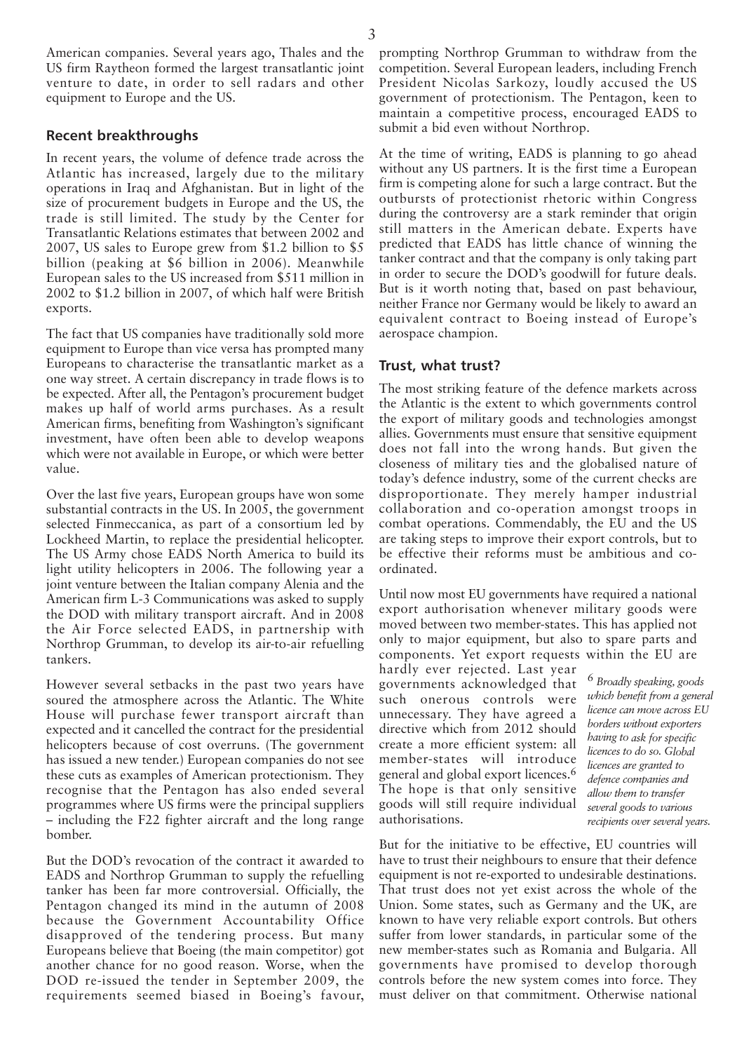American companies. Several years ago, Thales and the US firm Raytheon formed the largest transatlantic joint venture to date, in order to sell radars and other equipment to Europe and the US.

## Recent breakthroughs

In recent years, the volume of defence trade across the Atlantic has increased, largely due to the military operations in Iraq and Afghanistan. But in light of the size of procurement budgets in Europe and the US, the trade is still limited. The study by the Center for Transatlantic Relations estimates that between 2002 and 2007, US sales to Europe grew from $1.2 billion to $5 billion (peaking at $6 billion in 2006). Meanwhile European sales to the US increased from $511 million in 2002 to $1.2 billion in 2007, of which half were British exports.

The fact that US companies have traditionally sold more equipment to Europe than vice versa has prompted many Europeans to characterise the transatlantic market as a one way street. A certain discrepancy in trade flows is to be expected. After all, the Pentagon's procurement budget makes up half of world arms purchases. As a result American firms, benefiting from Washington's significant investment, have often been able to develop weapons which were not available in Europe, or which were better value.

Over the last five years, European groups have won some substantial contracts in the US. In 2005, the government selected Finmeccanica, as part of a consortium led by Lockheed Martin, to replace the presidential helicopter. The US Army chose EADS North America to build its light utility helicopters in 2006. The following year a joint venture between the Italian company Alenia and the American firm L-3 Communications was asked to supply the DOD with military transport aircraft. And in 2008 the Air Force selected EADS, in partnership with Northrop Grumman, to develop its air-to-air refuelling tankers.

However several setbacks in the past two years have soured the atmosphere across the Atlantic. The White House will purchase fewer transport aircraft than expected and it cancelled the contract for the presidential helicopters because of cost overruns. (The government has issued a new tender.) European companies do not see these cuts as examples of American protectionism. They recognise that the Pentagon has also ended several programmes where US firms were the principal suppliers – including the F22 fighter aircraft and the long range bomber.

But the DOD's revocation of the contract it awarded to EADS and Northrop Grumman to supply the refuelling tanker has been far more controversial. Officially, the Pentagon changed its mind in the autumn of 2008 because the Government Accountability Office disapproved of the tendering process. But many Europeans believe that Boeing (the main competitor) got another chance for no good reason. Worse, when the DOD re-issued the tender in September 2009, the requirements seemed biased in Boeing's favour, prompting Northrop Grumman to withdraw from the competition. Several European leaders, including French President Nicolas Sarkozy, loudly accused the US government of protectionism. The Pentagon, keen to maintain a competitive process, encouraged EADS to submit a bid even without Northrop.

At the time of writing, EADS is planning to go ahead without any US partners. It is the first time a European firm is competing alone for such a large contract. But the outbursts of protectionist rhetoric within Congress during the controversy are a stark reminder that origin still matters in the American debate. Experts have predicted that EADS has little chance of winning the tanker contract and that the company is only taking part in order to secure the DOD's goodwill for future deals. But is it worth noting that, based on past behaviour, neither France nor Germany would be likely to award an equivalent contract to Boeing instead of Europe's aerospace champion.

## Trust, what trust?

The most striking feature of the defence markets across the Atlantic is the extent to which governments control the export of military goods and technologies amongst allies. Governments must ensure that sensitive equipment does not fall into the wrong hands. But given the closeness of military ties and the globalised nature of today's defence industry, some of the current checks are disproportionate. They merely hamper industrial collaboration and co-operation amongst troops in combat operations. Commendably, the EU and the US are taking steps to improve their export controls, but to be effective their reforms must be ambitious and co-ordinated.

Until now most EU governments have required a national export authorisation whenever military goods were moved between two member-states. This has applied not only to major equipment, but also to spare parts and components. Yet export requests within the EU are hardly ever rejected. Last year governments acknowledged that such onerous controls were unnecessary. They have agreed a directive which from 2012 should create a more efficient system: all member-states will introduce general and global export licences.[6] The hope is that only sensitive goods will still require individual authorisations.

But for the initiative to be effective, EU countries will have to trust their neighbours to ensure that their defence equipment is not re-exported to undesirable destinations. That trust does not yet exist across the whole of the Union. Some states, such as Germany and the UK, are known to have very reliable export controls. But others suffer from lower standards, in particular some of the new member-states such as Romania and Bulgaria. All governments have promised to develop thorough controls before the new system comes into force. They must deliver on that commitment. Otherwise national

*[6] Broadly speaking, goods which benefit from a general licence can move across EU borders without exporters having to ask for specific licences to do so. Global licences are granted to defence companies and allow them to transfer several goods to various recipients over several years.*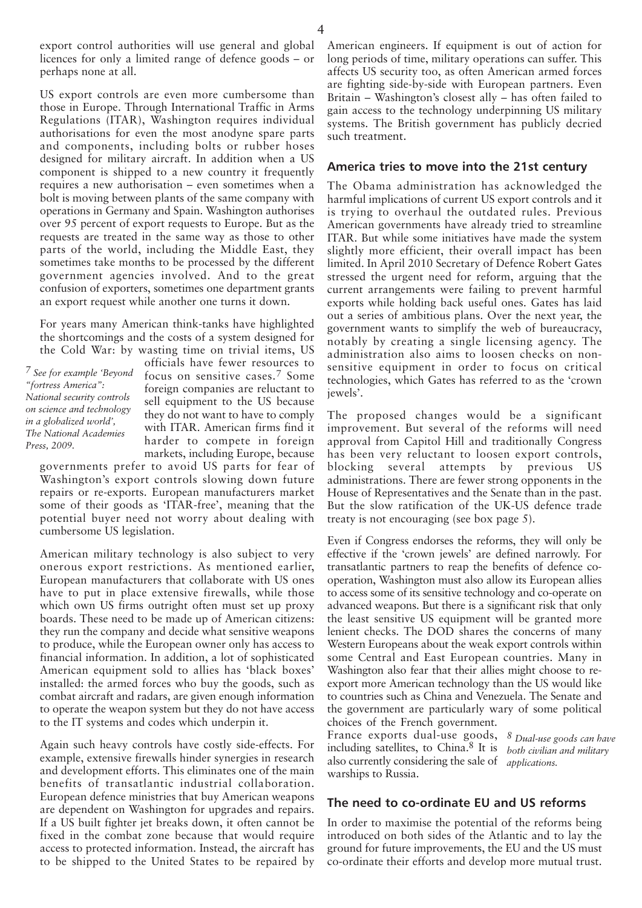export control authorities will use general and global licences for only a limited range of defence goods – or perhaps none at all.

US export controls are even more cumbersome than those in Europe. Through International Traffic in Arms Regulations (ITAR), Washington requires individual authorisations for even the most anodyne spare parts and components, including bolts or rubber hoses designed for military aircraft. In addition when a US component is shipped to a new country it frequently requires a new authorisation – even sometimes when a bolt is moving between plants of the same company with operations in Germany and Spain. Washington authorises over 95 percent of export requests to Europe. But as the requests are treated in the same way as those to other parts of the world, including the Middle East, they sometimes take months to be processed by the different government agencies involved. And to the great confusion of exporters, sometimes one department grants an export request while another one turns it down.

For years many American think-tanks have highlighted the shortcomings and the costs of a system designed for the Cold War: by wasting time on trivial items, US officials have fewer resources to focus on sensitive cases.[7] Some foreign companies are reluctant to sell equipment to the US because they do not want to have to comply with ITAR. American firms find it harder to compete in foreign markets, including Europe, because governments prefer to avoid US parts for fear of Washington's export controls slowing down future repairs or re-exports. European manufacturers market some of their goods as 'ITAR-free', meaning that the potential buyer need not worry about dealing with cumbersome US legislation.

[7] *See for example 'Beyond "fortress America": National security controls on science and technology in a globalized world', The National Academies Press, 2009.*

American military technology is also subject to very onerous export restrictions. As mentioned earlier, European manufacturers that collaborate with US ones have to put in place extensive firewalls, while those which own US firms outright often must set up proxy boards. These need to be made up of American citizens: they run the company and decide what sensitive weapons to produce, while the European owner only has access to financial information. In addition, a lot of sophisticated American equipment sold to allies has 'black boxes' installed: the armed forces who buy the goods, such as combat aircraft and radars, are given enough information to operate the weapon system but they do not have access to the IT systems and codes which underpin it.

Again such heavy controls have costly side-effects. For example, extensive firewalls hinder synergies in research and development efforts. This eliminates one of the main benefits of transatlantic industrial collaboration. European defence ministries that buy American weapons are dependent on Washington for upgrades and repairs. If a US built fighter jet breaks down, it often cannot be fixed in the combat zone because that would require access to protected information. Instead, the aircraft has to be shipped to the United States to be repaired by American engineers. If equipment is out of action for long periods of time, military operations can suffer. This affects US security too, as often American armed forces are fighting side-by-side with European partners. Even Britain – Washington's closest ally – has often failed to gain access to the technology underpinning US military systems. The British government has publicly decried such treatment.

## America tries to move into the 21st century

The Obama administration has acknowledged the harmful implications of current US export controls and it is trying to overhaul the outdated rules. Previous American governments have already tried to streamline ITAR. But while some initiatives have made the system slightly more efficient, their overall impact has been limited. In April 2010 Secretary of Defence Robert Gates stressed the urgent need for reform, arguing that the current arrangements were failing to prevent harmful exports while holding back useful ones. Gates has laid out a series of ambitious plans. Over the next year, the government wants to simplify the web of bureaucracy, notably by creating a single licensing agency. The administration also aims to loosen checks on non-sensitive equipment in order to focus on critical technologies, which Gates has referred to as the 'crown jewels'.

The proposed changes would be a significant improvement. But several of the reforms will need approval from Capitol Hill and traditionally Congress has been very reluctant to loosen export controls, blocking several attempts by previous US administrations. There are fewer strong opponents in the House of Representatives and the Senate than in the past. But the slow ratification of the UK-US defence trade treaty is not encouraging (see box page 5).

Even if Congress endorses the reforms, they will only be effective if the 'crown jewels' are defined narrowly. For transatlantic partners to reap the benefits of defence co-operation, Washington must also allow its European allies to access some of its sensitive technology and co-operate on advanced weapons. But there is a significant risk that only the least sensitive US equipment will be granted more lenient checks. The DOD shares the concerns of many Western Europeans about the weak export controls within some Central and East European countries. Many in Washington also fear that their allies might choose to re-export more American technology than the US would like to countries such as China and Venezuela. The Senate and the government are particularly wary of some political choices of the French government. France exports dual-use goods, including satellites, to China.[8] It is also currently considering the sale of warships to Russia.

[8] *Dual-use goods can have both civilian and military applications.*

## The need to co-ordinate EU and US reforms

In order to maximise the potential of the reforms being introduced on both sides of the Atlantic and to lay the ground for future improvements, the EU and the US must co-ordinate their efforts and develop more mutual trust.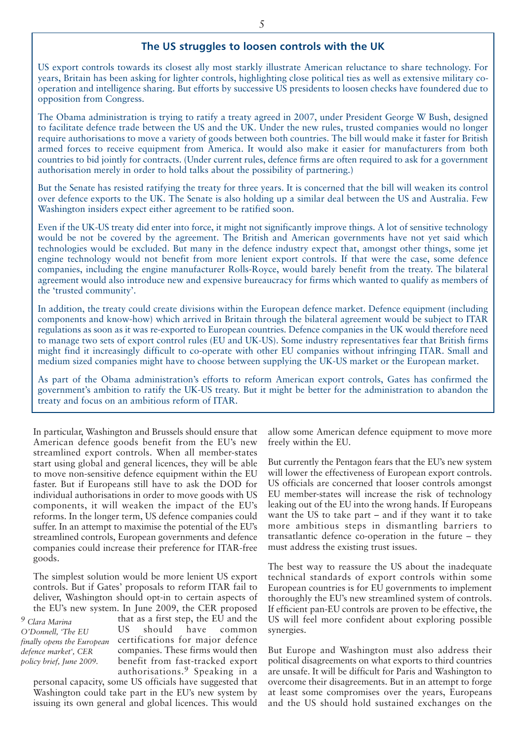## The US struggles to loosen controls with the UK

US export controls towards its closest ally most starkly illustrate American reluctance to share technology. For years, Britain has been asking for lighter controls, highlighting close political ties as well as extensive military co-operation and intelligence sharing. But efforts by successive US presidents to loosen checks have foundered due to opposition from Congress.

The Obama administration is trying to ratify a treaty agreed in 2007, under President George W Bush, designed to facilitate defence trade between the US and the UK. Under the new rules, trusted companies would no longer require authorisations to move a variety of goods between both countries. The bill would make it faster for British armed forces to receive equipment from America. It would also make it easier for manufacturers from both countries to bid jointly for contracts. (Under current rules, defence firms are often required to ask for a government authorisation merely in order to hold talks about the possibility of partnering.)

But the Senate has resisted ratifying the treaty for three years. It is concerned that the bill will weaken its control over defence exports to the UK. The Senate is also holding up a similar deal between the US and Australia. Few Washington insiders expect either agreement to be ratified soon.

Even if the UK-US treaty did enter into force, it might not significantly improve things. A lot of sensitive technology would be not be covered by the agreement. The British and American governments have not yet said which technologies would be excluded. But many in the defence industry expect that, amongst other things, some jet engine technology would not benefit from more lenient export controls. If that were the case, some defence companies, including the engine manufacturer Rolls-Royce, would barely benefit from the treaty. The bilateral agreement would also introduce new and expensive bureaucracy for firms which wanted to qualify as members of the 'trusted community'.

In addition, the treaty could create divisions within the European defence market. Defence equipment (including components and know-how) which arrived in Britain through the bilateral agreement would be subject to ITAR regulations as soon as it was re-exported to European countries. Defence companies in the UK would therefore need to manage two sets of export control rules (EU and UK-US). Some industry representatives fear that British firms might find it increasingly difficult to co-operate with other EU companies without infringing ITAR. Small and medium sized companies might have to choose between supplying the UK-US market or the European market.

As part of the Obama administration's efforts to reform American export controls, Gates has confirmed the government's ambition to ratify the UK-US treaty. But it might be better for the administration to abandon the treaty and focus on an ambitious reform of ITAR.

In particular, Washington and Brussels should ensure that American defence goods benefit from the EU's new streamlined export controls. When all member-states start using global and general licences, they will be able to move non-sensitive defence equipment within the EU faster. But if Europeans still have to ask the DOD for individual authorisations in order to move goods with US components, it will weaken the impact of the EU's reforms. In the longer term, US defence companies could suffer. In an attempt to maximise the potential of the EU's streamlined controls, European governments and defence companies could increase their preference for ITAR-free goods.

The simplest solution would be more lenient US export controls. But if Gates' proposals to reform ITAR fail to deliver, Washington should opt-in to certain aspects of the EU's new system. In June 2009, the CER proposed that as a first step, the EU and the US should have common certifications for major defence companies. These firms would then benefit from fast-tracked export authorisations.[9] Speaking in a personal capacity, some US officials have suggested that Washington could take part in the EU's new system by issuing its own general and global licences. This would allow some American defence equipment to move more freely within the EU.

But currently the Pentagon fears that the EU's new system will lower the effectiveness of European export controls. US officials are concerned that looser controls amongst EU member-states will increase the risk of technology leaking out of the EU into the wrong hands. If Europeans want the US to take part – and if they want it to take more ambitious steps in dismantling barriers to transatlantic defence co-operation in the future – they must address the existing trust issues.

The best way to reassure the US about the inadequate technical standards of export controls within some European countries is for EU governments to implement thoroughly the EU's new streamlined system of controls. If efficient pan-EU controls are proven to be effective, the US will feel more confident about exploring possible synergies.

But Europe and Washington must also address their political disagreements on what exports to third countries are unsafe. It will be difficult for Paris and Washington to overcome their disagreements. But in an attempt to forge at least some compromises over the years, Europeans and the US should hold sustained exchanges on the

[9] *Clara Marina O'Donnell, 'The EU finally opens the European defence market', CER policy brief, June 2009.*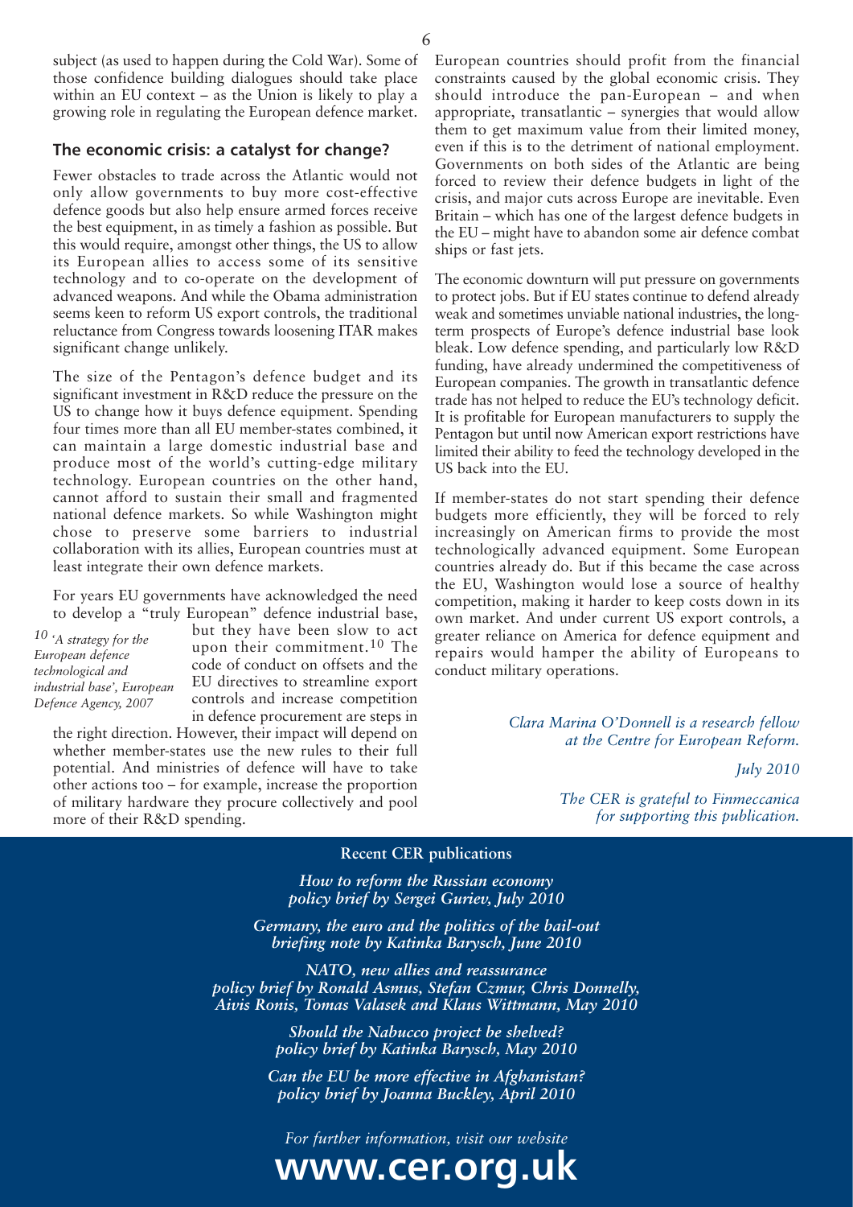subject (as used to happen during the Cold War). Some of those confidence building dialogues should take place within an EU context – as the Union is likely to play a growing role in regulating the European defence market.

## The economic crisis: a catalyst for change?

Fewer obstacles to trade across the Atlantic would not only allow governments to buy more cost-effective defence goods but also help ensure armed forces receive the best equipment, in as timely a fashion as possible. But this would require, amongst other things, the US to allow its European allies to access some of its sensitive technology and to co-operate on the development of advanced weapons. And while the Obama administration seems keen to reform US export controls, the traditional reluctance from Congress towards loosening ITAR makes significant change unlikely.

The size of the Pentagon's defence budget and its significant investment in R&D reduce the pressure on the US to change how it buys defence equipment. Spending four times more than all EU member-states combined, it can maintain a large domestic industrial base and produce most of the world's cutting-edge military technology. European countries on the other hand, cannot afford to sustain their small and fragmented national defence markets. So while Washington might chose to preserve some barriers to industrial collaboration with its allies, European countries must at least integrate their own defence markets.

For years EU governments have acknowledged the need to develop a "truly European" defence industrial base, but they have been slow to act upon their commitment.[10] The code of conduct on offsets and the EU directives to streamline export controls and increase competition in defence procurement are steps in the right direction. However, their impact will depend on whether member-states use the new rules to their full potential. And ministries of defence will have to take other actions too – for example, increase the proportion of military hardware they procure collectively and pool more of their R&D spending.

European countries should profit from the financial constraints caused by the global economic crisis. They should introduce the pan-European – and when appropriate, transatlantic – synergies that would allow them to get maximum value from their limited money, even if this is to the detriment of national employment. Governments on both sides of the Atlantic are being forced to review their defence budgets in light of the crisis, and major cuts across Europe are inevitable. Even Britain – which has one of the largest defence budgets in the EU – might have to abandon some air defence combat ships or fast jets.

The economic downturn will put pressure on governments to protect jobs. But if EU states continue to defend already weak and sometimes unviable national industries, the long-term prospects of Europe's defence industrial base look bleak. Low defence spending, and particularly low R&D funding, have already undermined the competitiveness of European companies. The growth in transatlantic defence trade has not helped to reduce the EU's technology deficit. It is profitable for European manufacturers to supply the Pentagon but until now American export restrictions have limited their ability to feed the technology developed in the US back into the EU.

If member-states do not start spending their defence budgets more efficiently, they will be forced to rely increasingly on American firms to provide the most technologically advanced equipment. Some European countries already do. But if this became the case across the EU, Washington would lose a source of healthy competition, making it harder to keep costs down in its own market. And under current US export controls, a greater reliance on America for defence equipment and repairs would hamper the ability of Europeans to conduct military operations.

*Clara Marina O'Donnell is a research fellow at the Centre for European Reform.*

*July 2010*

*The CER is grateful to Finmeccanica for supporting this publication.*

[10] *'A strategy for the European defence technological and industrial base', European Defence Agency, 2007*

**Recent CER publications**

***How to reform the Russian economy***
***policy brief by Sergei Guriev, July 2010***

***Germany, the euro and the politics of the bail-out***
***briefing note by Katinka Barysch, June 2010***

***NATO, new allies and reassurance***
***policy brief by Ronald Asmus, Stefan Czmur, Chris Donnelly, Aivis Ronis, Tomas Valasek and Klaus Wittmann, May 2010***

***Should the Nabucco project be shelved?***
***policy brief by Katinka Barysch, May 2010***

***Can the EU be more effective in Afghanistan?***
***policy brief by Joanna Buckley, April 2010***

*For further information, visit our website*

**www.cer.org.uk**